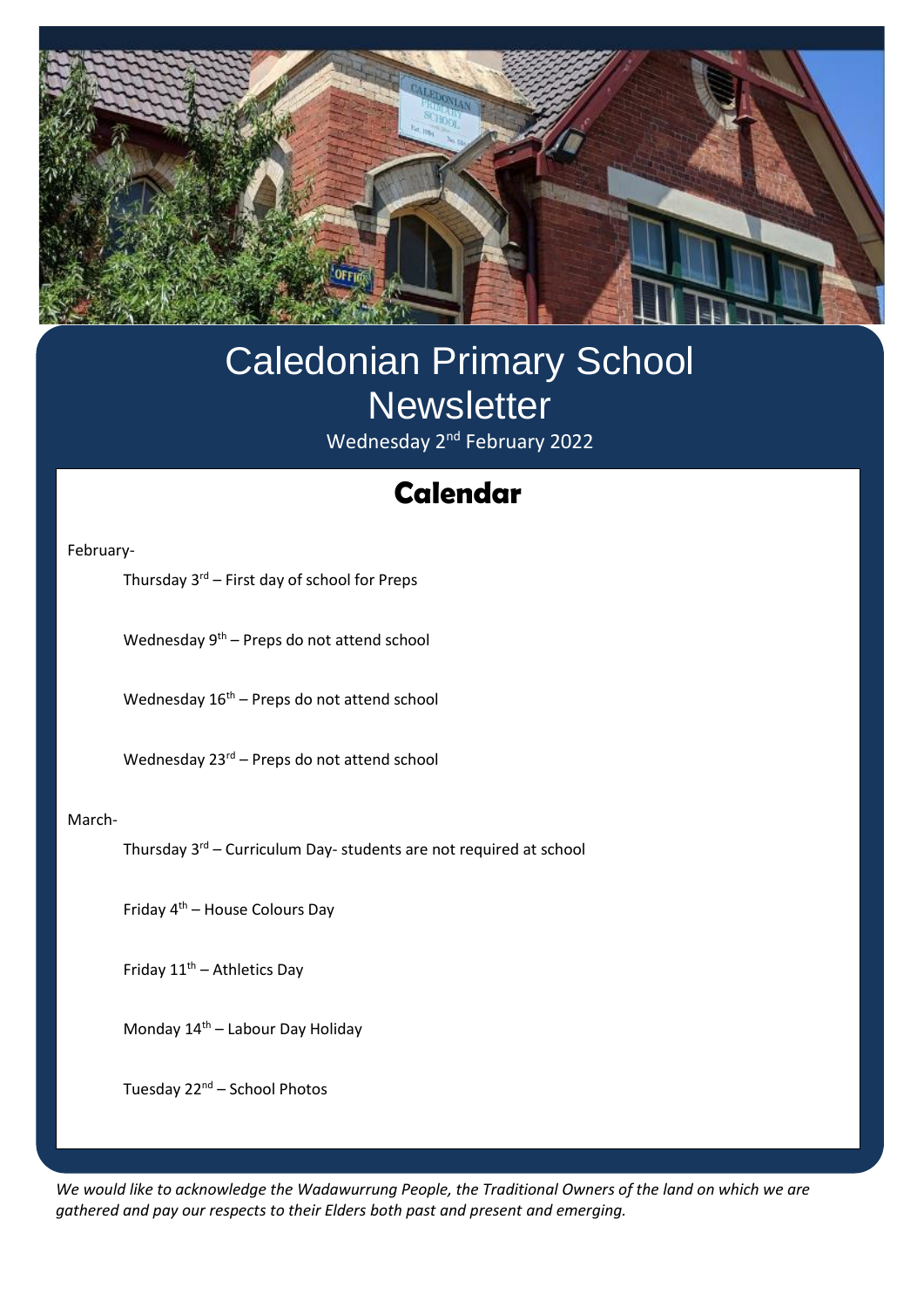# Caledonian Primary School Newsletter

Wednesday 2nd February 2022

## Calendar

February-

Thursday 3rd – First day of school for Preps

Wednesday 9th – Preps do not attend school

Wednesday 16th – Preps do not attend school

Wednesday 23rd – Preps do not attend school

March-

Thursday 3rd – Curriculum Day- students are not required at school

Friday 4th – House Colours Day

Friday 11th – Athletics Day

Monday 14th – Labour Day Holiday

Tuesday 22nd – School Photos

*We would like to acknowledge the Wadawurrung People, the Traditional Owners of the land on which we are gathered and pay our respects to their Elders both past and present and emerging.*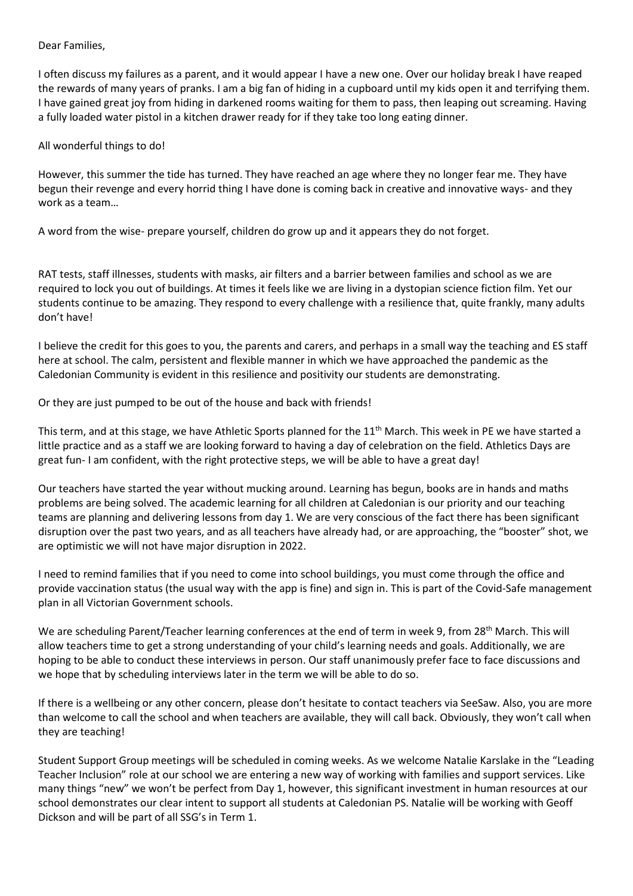Dear Families,

I often discuss my failures as a parent, and it would appear I have a new one. Over our holiday break I have reaped the rewards of many years of pranks. I am a big fan of hiding in a cupboard until my kids open it and terrifying them. I have gained great joy from hiding in darkened rooms waiting for them to pass, then leaping out screaming. Having a fully loaded water pistol in a kitchen drawer ready for if they take too long eating dinner.

All wonderful things to do!

However, this summer the tide has turned. They have reached an age where they no longer fear me. They have begun their revenge and every horrid thing I have done is coming back in creative and innovative ways- and they work as a team…

A word from the wise- prepare yourself, children do grow up and it appears they do not forget.

RAT tests, staff illnesses, students with masks, air filters and a barrier between families and school as we are required to lock you out of buildings. At times it feels like we are living in a dystopian science fiction film. Yet our students continue to be amazing. They respond to every challenge with a resilience that, quite frankly, many adults don't have!

I believe the credit for this goes to you, the parents and carers, and perhaps in a small way the teaching and ES staff here at school. The calm, persistent and flexible manner in which we have approached the pandemic as the Caledonian Community is evident in this resilience and positivity our students are demonstrating.

Or they are just pumped to be out of the house and back with friends!

This term, and at this stage, we have Athletic Sports planned for the 11th March. This week in PE we have started a little practice and as a staff we are looking forward to having a day of celebration on the field. Athletics Days are great fun- I am confident, with the right protective steps, we will be able to have a great day!

Our teachers have started the year without mucking around. Learning has begun, books are in hands and maths problems are being solved. The academic learning for all children at Caledonian is our priority and our teaching teams are planning and delivering lessons from day 1. We are very conscious of the fact there has been significant disruption over the past two years, and as all teachers have already had, or are approaching, the "booster" shot, we are optimistic we will not have major disruption in 2022.

I need to remind families that if you need to come into school buildings, you must come through the office and provide vaccination status (the usual way with the app is fine) and sign in. This is part of the Covid-Safe management plan in all Victorian Government schools.

We are scheduling Parent/Teacher learning conferences at the end of term in week 9, from 28th March. This will allow teachers time to get a strong understanding of your child's learning needs and goals. Additionally, we are hoping to be able to conduct these interviews in person. Our staff unanimously prefer face to face discussions and we hope that by scheduling interviews later in the term we will be able to do so.

If there is a wellbeing or any other concern, please don't hesitate to contact teachers via SeeSaw. Also, you are more than welcome to call the school and when teachers are available, they will call back. Obviously, they won't call when they are teaching!

Student Support Group meetings will be scheduled in coming weeks. As we welcome Natalie Karslake in the "Leading Teacher Inclusion" role at our school we are entering a new way of working with families and support services. Like many things "new" we won't be perfect from Day 1, however, this significant investment in human resources at our school demonstrates our clear intent to support all students at Caledonian PS. Natalie will be working with Geoff Dickson and will be part of all SSG's in Term 1.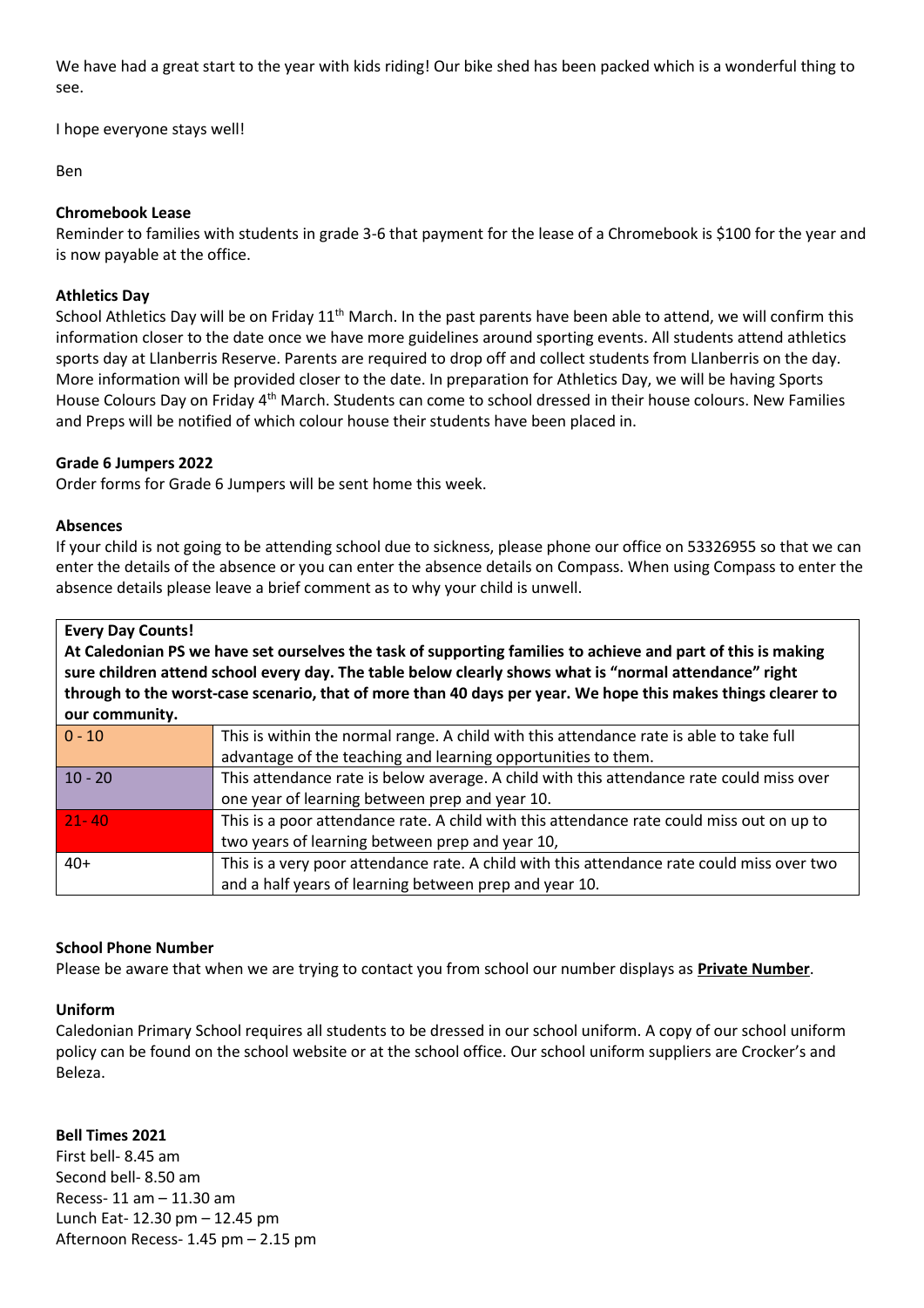We have had a great start to the year with kids riding! Our bike shed has been packed which is a wonderful thing to see.

I hope everyone stays well!

Ben

**Chromebook Lease**

Reminder to families with students in grade 3-6 that payment for the lease of a Chromebook is $100 for the year and is now payable at the office.

**Athletics Day**

School Athletics Day will be on Friday 11th March. In the past parents have been able to attend, we will confirm this information closer to the date once we have more guidelines around sporting events. All students attend athletics sports day at Llanberris Reserve. Parents are required to drop off and collect students from Llanberris on the day. More information will be provided closer to the date. In preparation for Athletics Day, we will be having Sports House Colours Day on Friday 4th March. Students can come to school dressed in their house colours. New Families and Preps will be notified of which colour house their students have been placed in.

**Grade 6 Jumpers 2022**

Order forms for Grade 6 Jumpers will be sent home this week.

**Absences**

If your child is not going to be attending school due to sickness, please phone our office on 53326955 so that we can enter the details of the absence or you can enter the absence details on Compass. When using Compass to enter the absence details please leave a brief comment as to why your child is unwell.

**Every Day Counts!**

**At Caledonian PS we have set ourselves the task of supporting families to achieve and part of this is making sure children attend school every day. The table below clearly shows what is "normal attendance" right through to the worst-case scenario, that of more than 40 days per year. We hope this makes things clearer to our community.**

| | |
|---|---|
| 0 - 10 | This is within the normal range. A child with this attendance rate is able to take full advantage of the teaching and learning opportunities to them. |
| 10 - 20 | This attendance rate is below average. A child with this attendance rate could miss over one year of learning between prep and year 10. |
| 21- 40 | This is a poor attendance rate. A child with this attendance rate could miss out on up to two years of learning between prep and year 10, |
| 40+ | This is a very poor attendance rate. A child with this attendance rate could miss over two and a half years of learning between prep and year 10. |

**School Phone Number**

Please be aware that when we are trying to contact you from school our number displays as **Private Number**.

**Uniform**

Caledonian Primary School requires all students to be dressed in our school uniform. A copy of our school uniform policy can be found on the school website or at the school office. Our school uniform suppliers are Crocker's and Beleza.

**Bell Times 2021**

First bell- 8.45 am
Second bell- 8.50 am
Recess- 11 am – 11.30 am
Lunch Eat- 12.30 pm – 12.45 pm
Afternoon Recess- 1.45 pm – 2.15 pm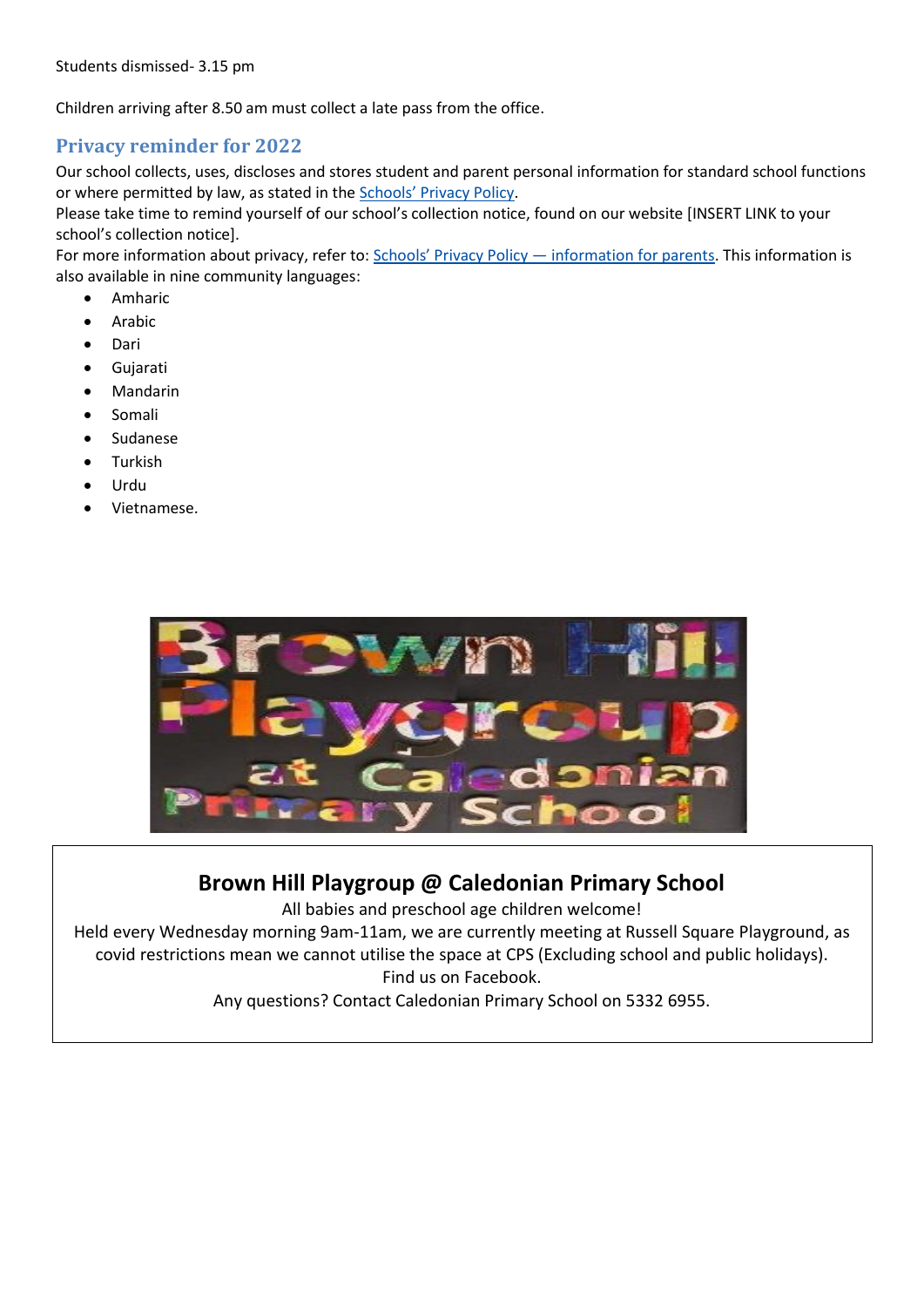Students dismissed- 3.15 pm

Children arriving after 8.50 am must collect a late pass from the office.

## Privacy reminder for 2022

Our school collects, uses, discloses and stores student and parent personal information for standard school functions or where permitted by law, as stated in the Schools' Privacy Policy.
Please take time to remind yourself of our school's collection notice, found on our website [INSERT LINK to your school's collection notice].
For more information about privacy, refer to: Schools' Privacy Policy — information for parents. This information is also available in nine community languages:

- Amharic
- Arabic
- Dari
- Gujarati
- Mandarin
- Somali
- Sudanese
- Turkish
- Urdu
- Vietnamese.

Brown Hill Playgroup at Caledonian Primary School

## Brown Hill Playgroup @ Caledonian Primary School

All babies and preschool age children welcome!
Held every Wednesday morning 9am-11am, we are currently meeting at Russell Square Playground, as covid restrictions mean we cannot utilise the space at CPS (Excluding school and public holidays).
Find us on Facebook.
Any questions? Contact Caledonian Primary School on 5332 6955.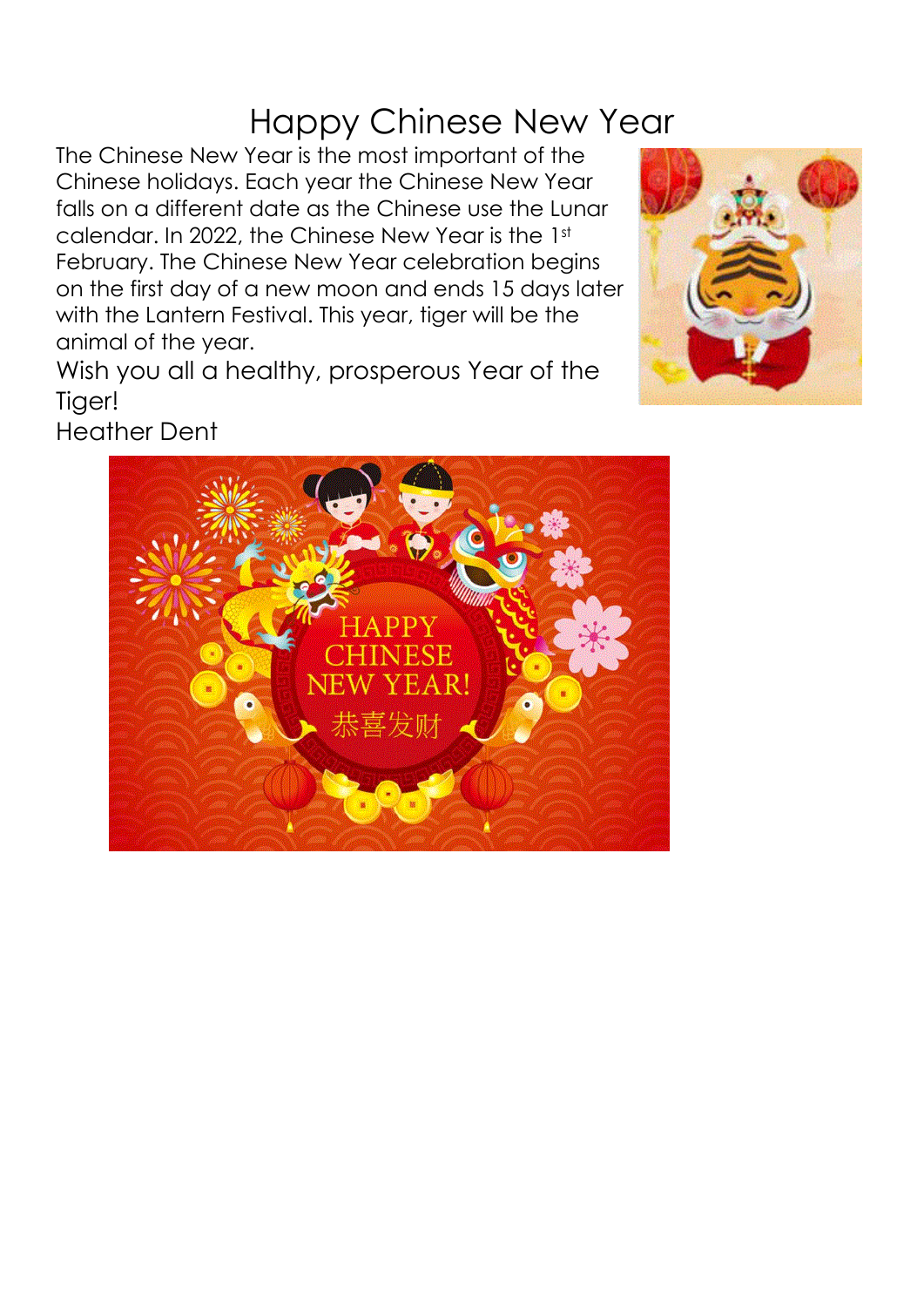# Happy Chinese New Year

The Chinese New Year is the most important of the Chinese holidays. Each year the Chinese New Year falls on a different date as the Chinese use the Lunar calendar. In 2022, the Chinese New Year is the 1st February. The Chinese New Year celebration begins on the first day of a new moon and ends 15 days later with the Lantern Festival. This year, tiger will be the animal of the year.

Wish you all a healthy, prosperous Year of the Tiger!

Heather Dent